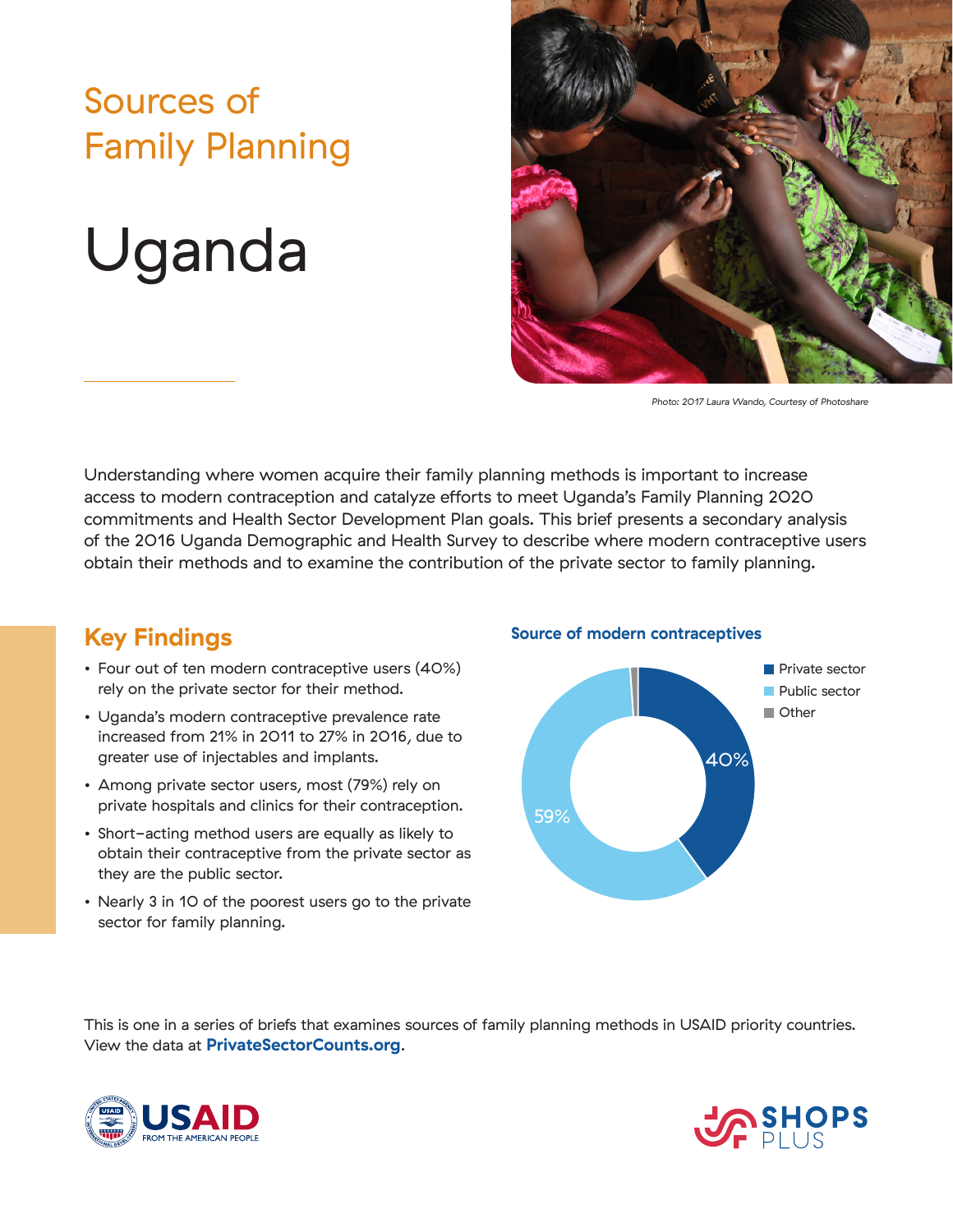# Sources of Family Planning

# Uganda

*Photo: 2017 Laura Wando, Courtesy of Photoshare*

Understanding where women acquire their family planning methods is important to increase access to modern contraception and catalyze efforts to meet Uganda's Family Planning 2020 commitments and Health Sector Development Plan goals. This brief presents a secondary analysis of the 2016 Uganda Demographic and Health Survey to describe where modern contraceptive users obtain their methods and to examine the contribution of the private sector to family planning.

## Key Findings

- Four out of ten modern contraceptive users (40%) rely on the private sector for their method.
- Uganda's modern contraceptive prevalence rate increased from 21% in 2011 to 27% in 2016, due to greater use of injectables and implants.
- Among private sector users, most (79%) rely on private hospitals and clinics for their contraception.
- Short-acting method users are equally as likely to obtain their contraceptive from the private sector as they are the public sector.
- Nearly 3 in 10 of the poorest users go to the private sector for family planning.

**Source of modern contraceptives**

| Source | Percent |
|---|---|
| Private sector | 40% |
| Public sector | 59% |
| Other | |

This is one in a series of briefs that examines sources of family planning methods in USAID priority countries. View the data at **PrivateSectorCounts.org**.

USAID FROM THE AMERICAN PEOPLE

SHOPS PLUS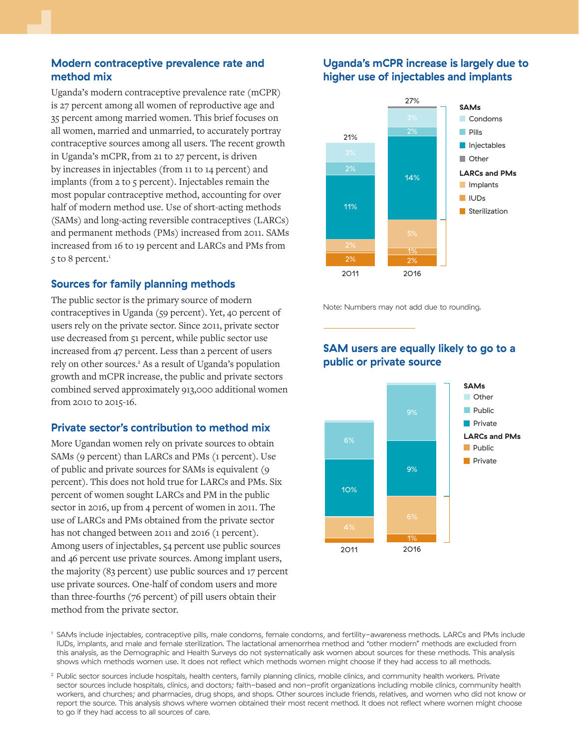## Modern contraceptive prevalence rate and method mix

Uganda's modern contraceptive prevalence rate (mCPR) is 27 percent among all women of reproductive age and 35 percent among married women. This brief focuses on all women, married and unmarried, to accurately portray contraceptive sources among all users. The recent growth in Uganda's mCPR, from 21 to 27 percent, is driven by increases in injectables (from 11 to 14 percent) and implants (from 2 to 5 percent). Injectables remain the most popular contraceptive method, accounting for over half of modern method use. Use of short-acting methods (SAMs) and long-acting reversible contraceptives (LARCs) and permanent methods (PMs) increased from 2011. SAMs increased from 16 to 19 percent and LARCs and PMs from 5 to 8 percent.[1]

## Sources for family planning methods

The public sector is the primary source of modern contraceptives in Uganda (59 percent). Yet, 40 percent of users rely on the private sector. Since 2011, private sector use decreased from 51 percent, while public sector use increased from 47 percent. Less than 2 percent of users rely on other sources.[2] As a result of Uganda's population growth and mCPR increase, the public and private sectors combined served approximately 913,000 additional women from 2010 to 2015-16.

## Private sector's contribution to method mix

More Ugandan women rely on private sources to obtain SAMs (9 percent) than LARCs and PMs (1 percent). Use of public and private sources for SAMs is equivalent (9 percent). This does not hold true for LARCs and PMs. Six percent of women sought LARCs and PM in the public sector in 2016, up from 4 percent of women in 2011. The use of LARCs and PMs obtained from the private sector has not changed between 2011 and 2016 (1 percent). Among users of injectables, 54 percent use public sources and 46 percent use private sources. Among implant users, the majority (83 percent) use public sources and 17 percent use private sources. One-half of condom users and more than three-fourths (76 percent) of pill users obtain their method from the private sector.

## Uganda's mCPR increase is largely due to higher use of injectables and implants

| | 2011 | 2016 |
|---|---|---|
| **SAMs** | | |
| Condoms | 3% | 3% |
| Pills | 2% | 2% |
| Injectables | 11% | 14% |
| Other | | |
| **LARCs and PMs** | | |
| Implants | 2% | 5% |
| IUDs | | 1% |
| Sterilization | 2% | 2% |
| **Total** | 21% | 27% |

Note: Numbers may not add due to rounding.

## SAM users are equally likely to go to a public or private source

| | 2011 | 2016 |
|---|---|---|
| **SAMs** | | |
| Other | | |
| Public | 6% | 9% |
| Private | 10% | 9% |
| **LARCs and PMs** | | |
| Public | 4% | 6% |
| Private | | 1% |

---

[1] SAMs include injectables, contraceptive pills, male condoms, female condoms, and fertility-awareness methods. LARCs and PMs include IUDs, implants, and male and female sterilization. The lactational amenorrhea method and "other modern" methods are excluded from this analysis, as the Demographic and Health Surveys do not systematically ask women about sources for these methods. This analysis shows which methods women use. It does not reflect which methods women might choose if they had access to all methods.

[2] Public sector sources include hospitals, health centers, family planning clinics, mobile clinics, and community health workers. Private sector sources include hospitals, clinics, and doctors; faith-based and non-profit organizations including mobile clinics, community health workers, and churches; and pharmacies, drug shops, and shops. Other sources include friends, relatives, and women who did not know or report the source. This analysis shows where women obtained their most recent method. It does not reflect where women might choose to go if they had access to all sources of care.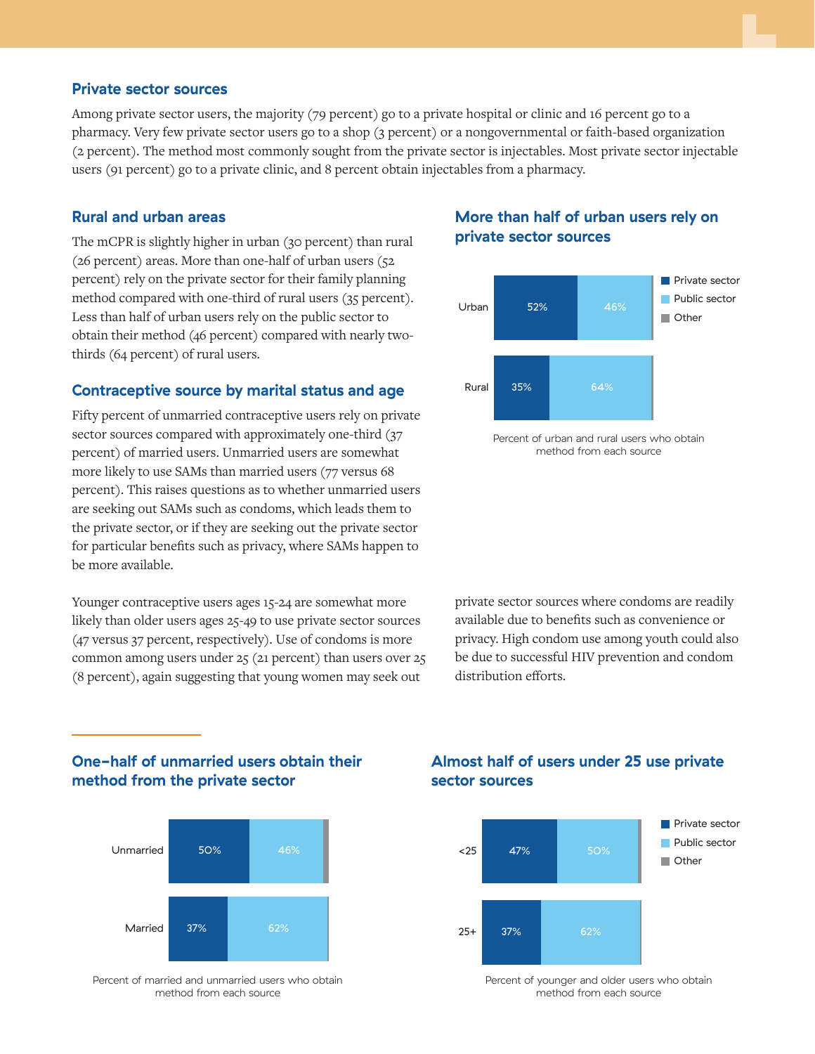## Private sector sources

Among private sector users, the majority (79 percent) go to a private hospital or clinic and 16 percent go to a pharmacy. Very few private sector users go to a shop (3 percent) or a nongovernmental or faith-based organization (2 percent). The method most commonly sought from the private sector is injectables. Most private sector injectable users (91 percent) go to a private clinic, and 8 percent obtain injectables from a pharmacy.

## Rural and urban areas

The mCPR is slightly higher in urban (30 percent) than rural (26 percent) areas. More than one-half of urban users (52 percent) rely on the private sector for their family planning method compared with one-third of rural users (35 percent). Less than half of urban users rely on the public sector to obtain their method (46 percent) compared with nearly two-thirds (64 percent) of rural users.

### More than half of urban users rely on private sector sources

| | Private sector | Public sector | Other |
|---|---|---|---|
| Urban | 52% | 46% | |
| Rural | 35% | 64% | |

Percent of urban and rural users who obtain method from each source

## Contraceptive source by marital status and age

Fifty percent of unmarried contraceptive users rely on private sector sources compared with approximately one-third (37 percent) of married users. Unmarried users are somewhat more likely to use SAMs than married users (77 versus 68 percent). This raises questions as to whether unmarried users are seeking out SAMs such as condoms, which leads them to the private sector, or if they are seeking out the private sector for particular benefits such as privacy, where SAMs happen to be more available.

Younger contraceptive users ages 15-24 are somewhat more likely than older users ages 25-49 to use private sector sources (47 versus 37 percent, respectively). Use of condoms is more common among users under 25 (21 percent) than users over 25 (8 percent), again suggesting that young women may seek out private sector sources where condoms are readily available due to benefits such as convenience or privacy. High condom use among youth could also be due to successful HIV prevention and condom distribution efforts.

### One-half of unmarried users obtain their method from the private sector

| | Private sector | Public sector | Other |
|---|---|---|---|
| Unmarried | 50% | 46% | |
| Married | 37% | 62% | |

Percent of married and unmarried users who obtain method from each source

### Almost half of users under 25 use private sector sources

| | Private sector | Public sector | Other |
|---|---|---|---|
| <25 | 47% | 50% | |
| 25+ | 37% | 62% | |

Percent of younger and older users who obtain method from each source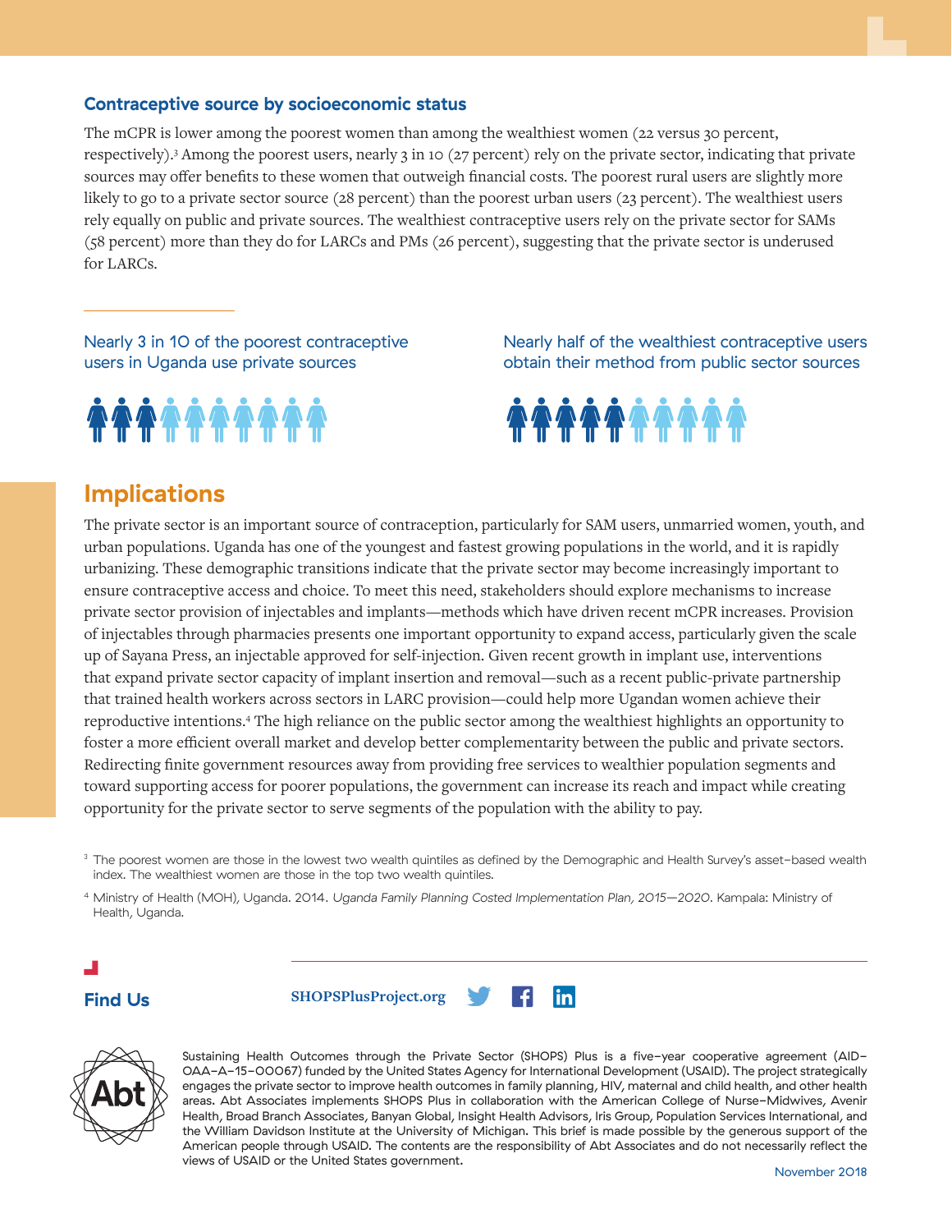### Contraceptive source by socioeconomic status

The mCPR is lower among the poorest women than among the wealthiest women (22 versus 30 percent, respectively).[3] Among the poorest users, nearly 3 in 10 (27 percent) rely on the private sector, indicating that private sources may offer benefits to these women that outweigh financial costs. The poorest rural users are slightly more likely to go to a private sector source (28 percent) than the poorest urban users (23 percent). The wealthiest users rely equally on public and private sources. The wealthiest contraceptive users rely on the private sector for SAMs (58 percent) more than they do for LARCs and PMs (26 percent), suggesting that the private sector is underused for LARCs.

Nearly 3 in 10 of the poorest contraceptive users in Uganda use private sources

Nearly half of the wealthiest contraceptive users obtain their method from public sector sources

## Implications

The private sector is an important source of contraception, particularly for SAM users, unmarried women, youth, and urban populations. Uganda has one of the youngest and fastest growing populations in the world, and it is rapidly urbanizing. These demographic transitions indicate that the private sector may become increasingly important to ensure contraceptive access and choice. To meet this need, stakeholders should explore mechanisms to increase private sector provision of injectables and implants—methods which have driven recent mCPR increases. Provision of injectables through pharmacies presents one important opportunity to expand access, particularly given the scale up of Sayana Press, an injectable approved for self-injection. Given recent growth in implant use, interventions that expand private sector capacity of implant insertion and removal—such as a recent public-private partnership that trained health workers across sectors in LARC provision—could help more Ugandan women achieve their reproductive intentions.[4] The high reliance on the public sector among the wealthiest highlights an opportunity to foster a more efficient overall market and develop better complementarity between the public and private sectors. Redirecting finite government resources away from providing free services to wealthier population segments and toward supporting access for poorer populations, the government can increase its reach and impact while creating opportunity for the private sector to serve segments of the population with the ability to pay.

[3] The poorest women are those in the lowest two wealth quintiles as defined by the Demographic and Health Survey's asset-based wealth index. The wealthiest women are those in the top two wealth quintiles.

[4] Ministry of Health (MOH), Uganda. 2014. *Uganda Family Planning Costed Implementation Plan, 2015—2020*. Kampala: Ministry of Health, Uganda.

**Find Us**

**SHOPSPlusProject.org**

Sustaining Health Outcomes through the Private Sector (SHOPS) Plus is a five-year cooperative agreement (AID-OAA-A-15-00067) funded by the United States Agency for International Development (USAID). The project strategically engages the private sector to improve health outcomes in family planning, HIV, maternal and child health, and other health areas. Abt Associates implements SHOPS Plus in collaboration with the American College of Nurse-Midwives, Avenir Health, Broad Branch Associates, Banyan Global, Insight Health Advisors, Iris Group, Population Services International, and the William Davidson Institute at the University of Michigan. This brief is made possible by the generous support of the American people through USAID. The contents are the responsibility of Abt Associates and do not necessarily reflect the views of USAID or the United States government.

November 2018